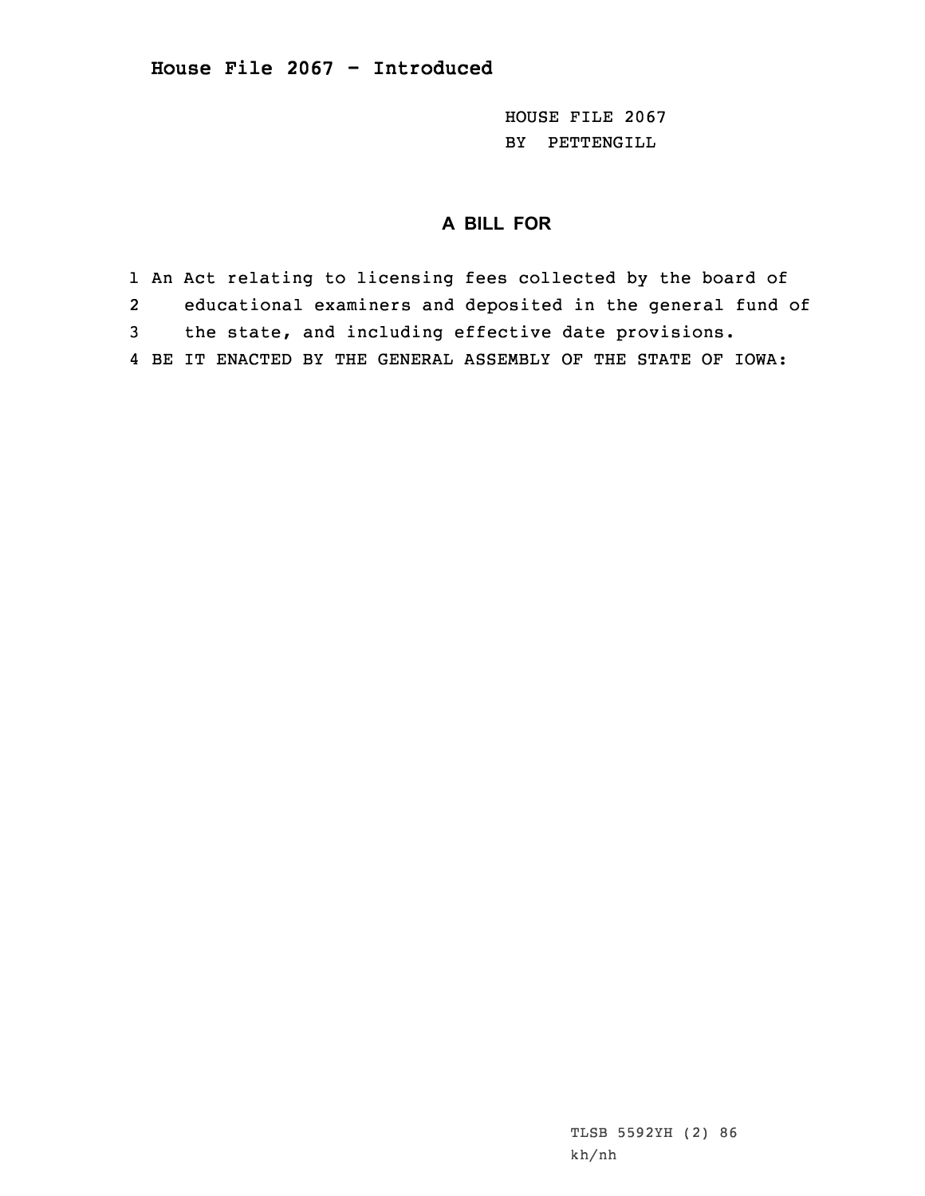# House File 2067 - Introduced

HOUSE FILE 2067
BY PETTENGILL

## A BILL FOR

1 An Act relating to licensing fees collected by the board of
2 educational examiners and deposited in the general fund of
3 the state, and including effective date provisions.
4 BE IT ENACTED BY THE GENERAL ASSEMBLY OF THE STATE OF IOWA:

TLSB 5592YH (2) 86
kh/nh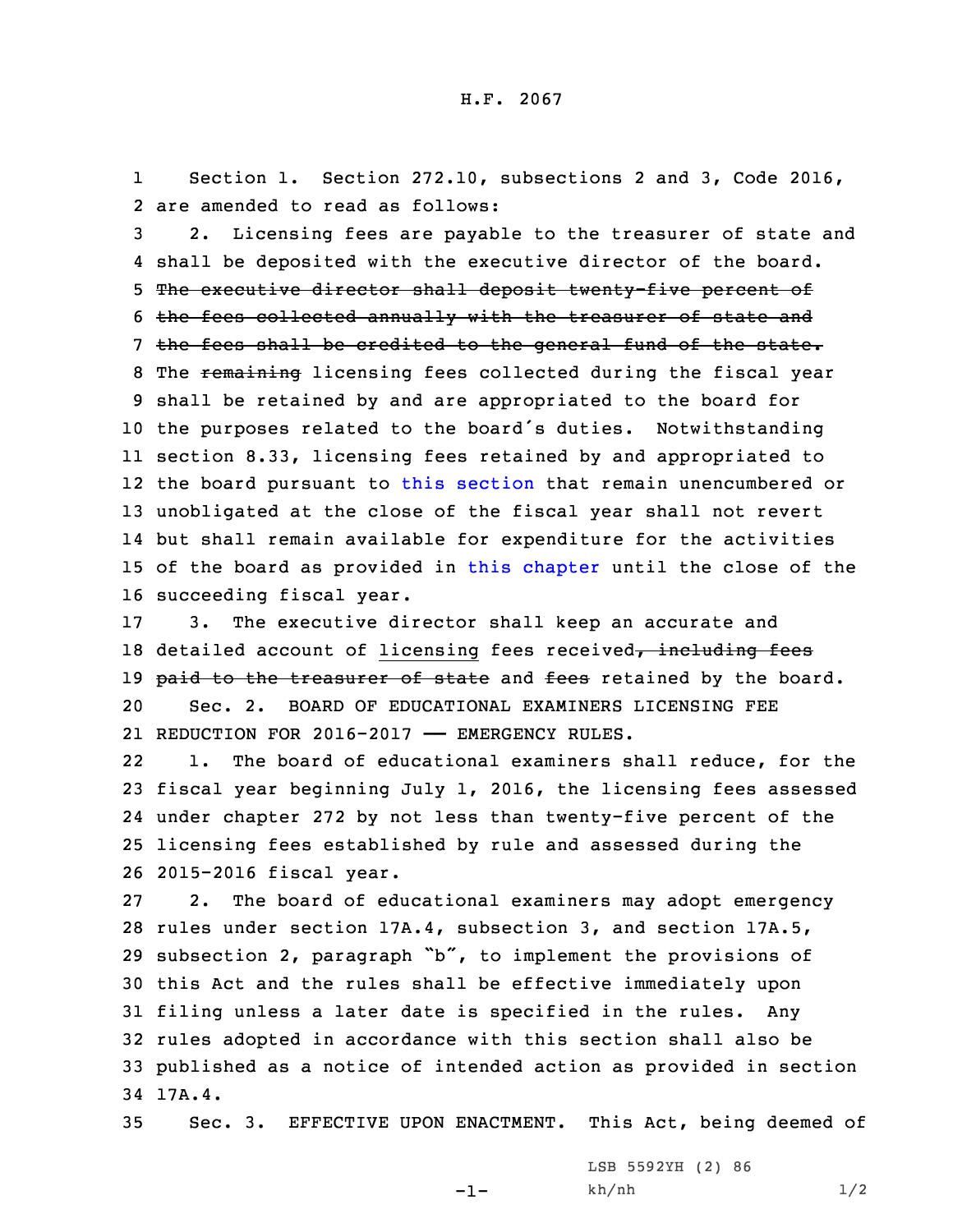Section 1. Section 272.10, subsections 2 and 3, Code 2016, are amended to read as follows:

2. Licensing fees are payable to the treasurer of state and shall be deposited with the executive director of the board. ~~The executive director shall deposit twenty-five percent of the fees collected annually with the treasurer of state and the fees shall be credited to the general fund of the state.~~ The ~~remaining~~ licensing fees collected during the fiscal year shall be retained by and are appropriated to the board for the purposes related to the board's duties. Notwithstanding section 8.33, licensing fees retained by and appropriated to the board pursuant to this section that remain unencumbered or unobligated at the close of the fiscal year shall not revert but shall remain available for expenditure for the activities of the board as provided in this chapter until the close of the succeeding fiscal year.

3. The executive director shall keep an accurate and detailed account of licensing fees received~~, including fees paid to the treasurer of state~~ and ~~fees~~ retained by the board.

Sec. 2. BOARD OF EDUCATIONAL EXAMINERS LICENSING FEE REDUCTION FOR 2016-2017 —— EMERGENCY RULES.

1. The board of educational examiners shall reduce, for the fiscal year beginning July 1, 2016, the licensing fees assessed under chapter 272 by not less than twenty-five percent of the licensing fees established by rule and assessed during the 2015-2016 fiscal year.

2. The board of educational examiners may adopt emergency rules under section 17A.4, subsection 3, and section 17A.5, subsection 2, paragraph "b", to implement the provisions of this Act and the rules shall be effective immediately upon filing unless a later date is specified in the rules. Any rules adopted in accordance with this section shall also be published as a notice of intended action as provided in section 17A.4.

Sec. 3. EFFECTIVE UPON ENACTMENT. This Act, being deemed of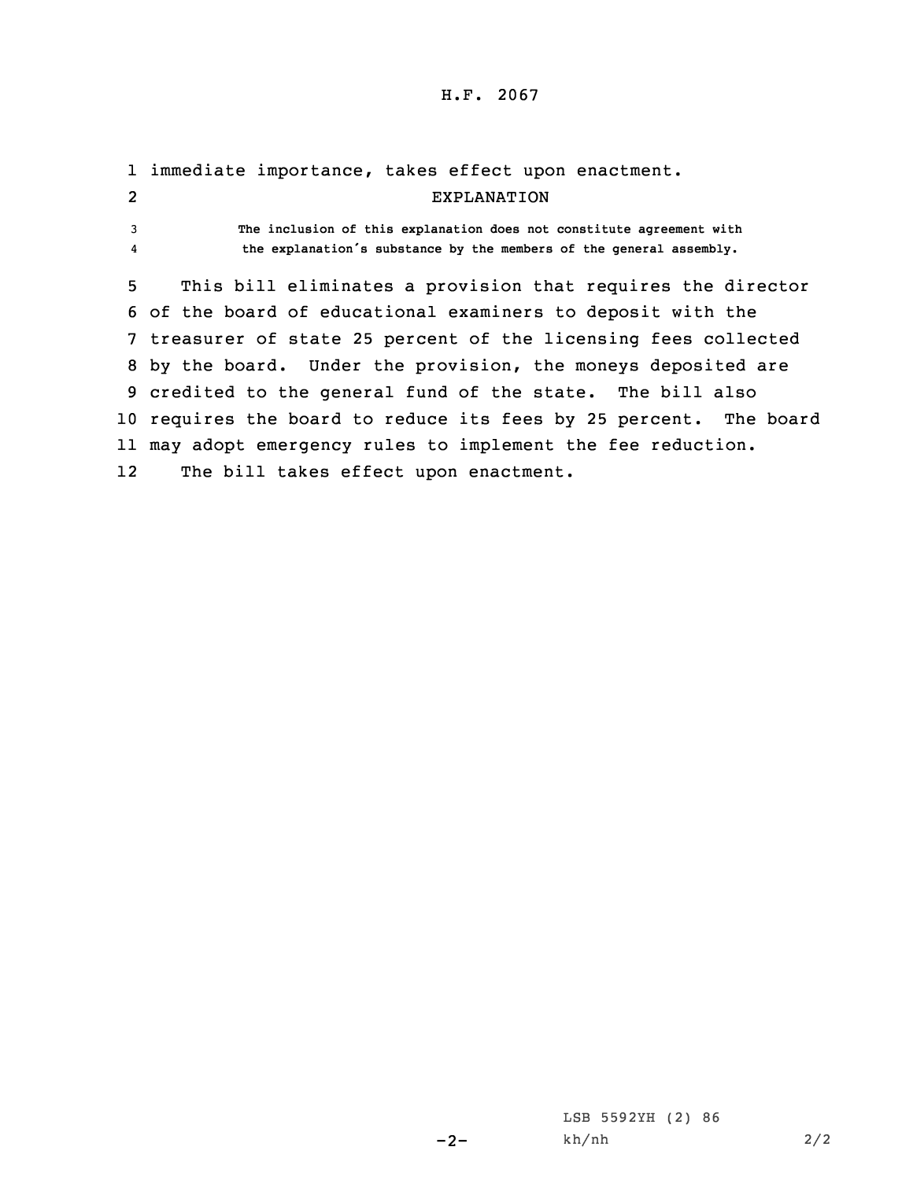immediate importance, takes effect upon enactment.

## EXPLANATION

The inclusion of this explanation does not constitute agreement with the explanation's substance by the members of the general assembly.

This bill eliminates a provision that requires the director of the board of educational examiners to deposit with the treasurer of state 25 percent of the licensing fees collected by the board. Under the provision, the moneys deposited are credited to the general fund of the state. The bill also requires the board to reduce its fees by 25 percent. The board may adopt emergency rules to implement the fee reduction.

The bill takes effect upon enactment.

LSB 5592YH (2) 86
kh/nh